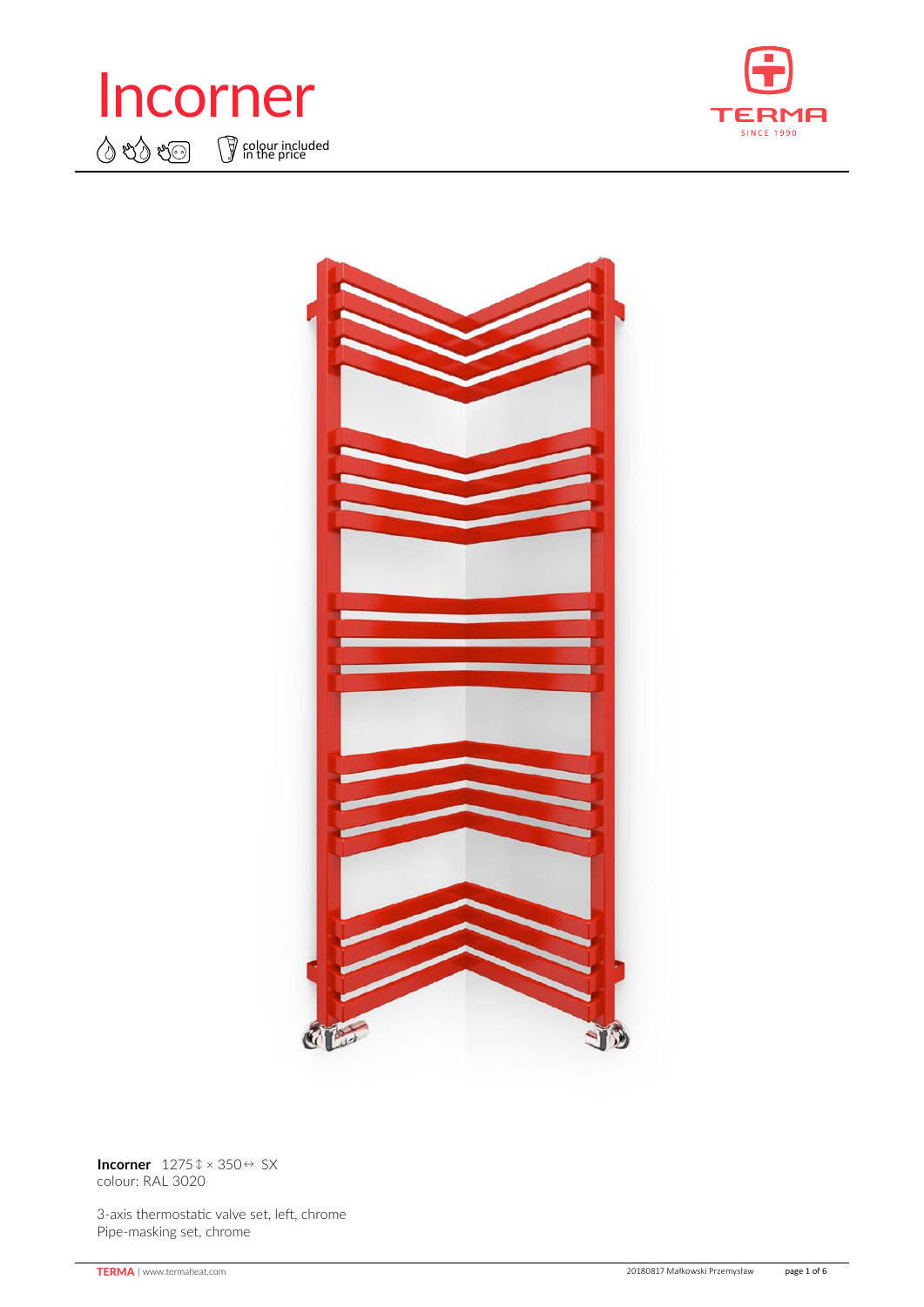# Incorner

colour included in the price

**Incorner** 1275 ↕ × 350 ↔ SX
colour: RAL 3020

3-axis thermostatic valve set, left, chrome
Pipe-masking set, chrome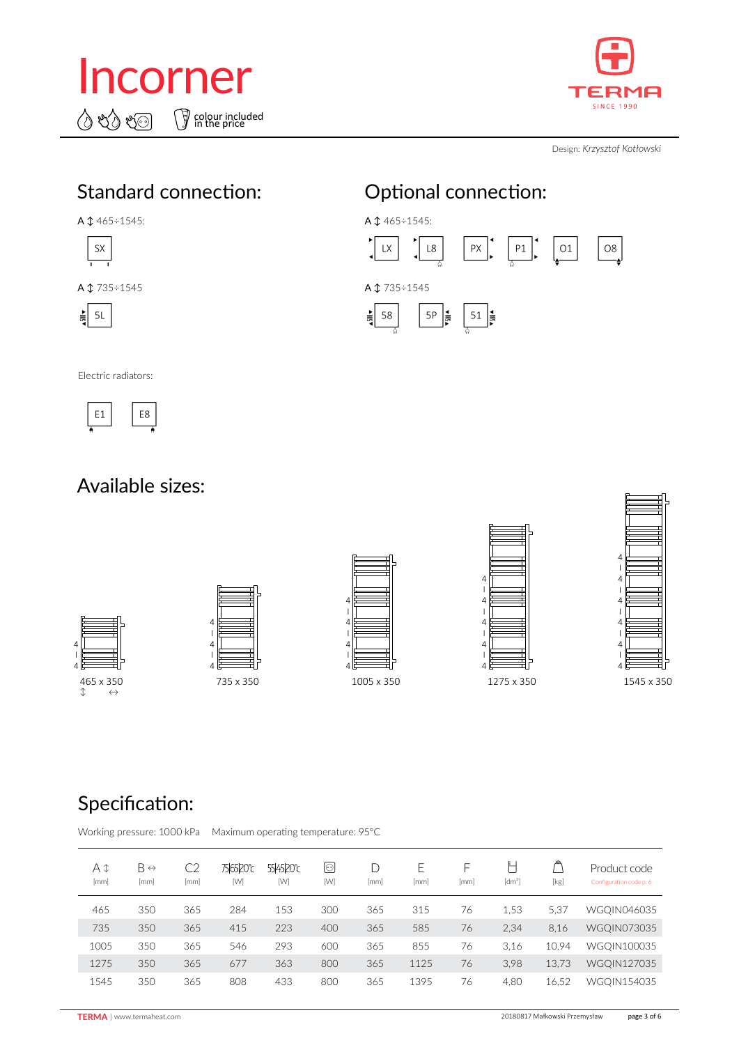# Incorner

colour included in the price

Design: *Krzysztof Kotłowski*

## Standard connection:

A ↕ 465÷1545:

SX

A ↕ 735÷1545

5L

Electric radiators:

E1 E8

## Optional connection:

A ↕ 465÷1545:

LX L8 PX P1 O1 O8

A ↕ 735÷1545

58 5P 51

## Available sizes:

465 x 350

735 x 350

1005 x 350

1275 x 350

1545 x 350

## Specification:

Working pressure: 1000 kPa Maximum operating temperature: 95°C

| A ↕ [mm] | B ↔ [mm] | C2 [mm] | 75/65/20°C [W] | 55/45/20°C [W] | [W] | D [mm] | E [mm] | F [mm] | [dm³] | [kg] | Product code |
|---|---|---|---|---|---|---|---|---|---|---|---|
| 465 | 350 | 365 | 284 | 153 | 300 | 365 | 315 | 76 | 1,53 | 5,37 | WGQIN046035 |
| 735 | 350 | 365 | 415 | 223 | 400 | 365 | 585 | 76 | 2,34 | 8,16 | WGQIN073035 |
| 1005 | 350 | 365 | 546 | 293 | 600 | 365 | 855 | 76 | 3,16 | 10,94 | WGQIN100035 |
| 1275 | 350 | 365 | 677 | 363 | 800 | 365 | 1125 | 76 | 3,98 | 13,73 | WGQIN127035 |
| 1545 | 350 | 365 | 808 | 433 | 800 | 365 | 1395 | 76 | 4,80 | 16,52 | WGQIN154035 |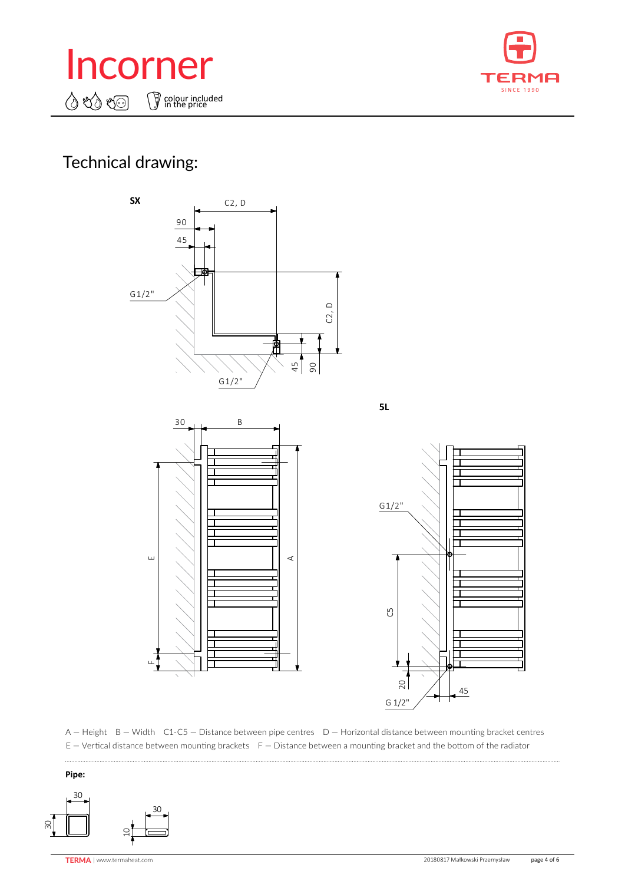# Incorner

colour included in the price

## Technical drawing:

**SX**

C2, D

90

45

G1/2"

C2, D

45

90

G1/2"

30

B

E

A

F

**5L**

G1/2"

C5

20

45

G 1/2"

A – Height  B – Width  C1-C5 – Distance between pipe centres  D – Horizontal distance between mounting bracket centres
E – Vertical distance between mounting brackets  F – Distance between a mounting bracket and the bottom of the radiator

**Pipe:**

30

30

30

10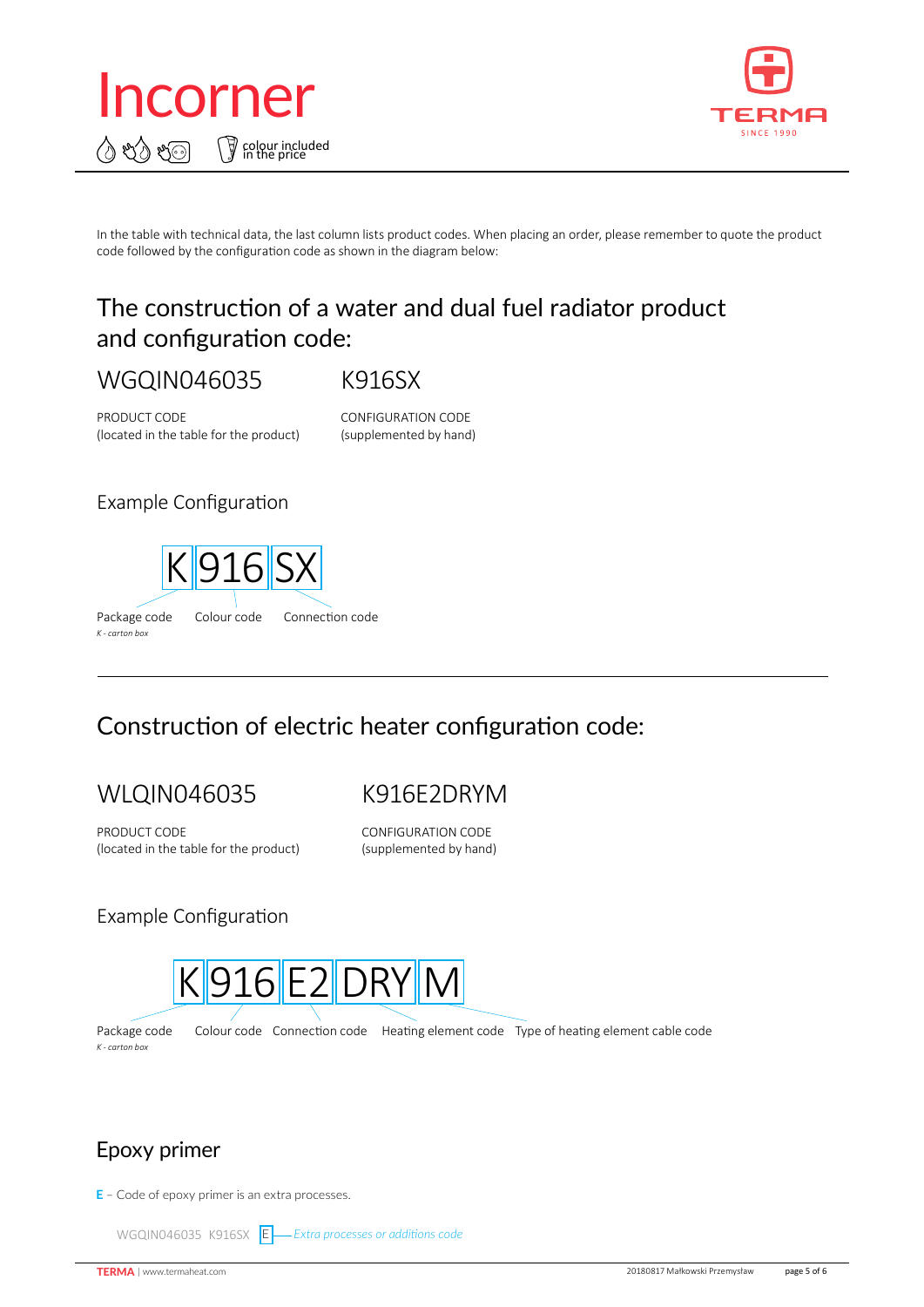# Incorner

colour included in the price

In the table with technical data, the last column lists product codes. When placing an order, please remember to quote the product code followed by the configuration code as shown in the diagram below:

## The construction of a water and dual fuel radiator product and configuration code:

WGQIN046035 K916SX

PRODUCT CODE
(located in the table for the product)

CONFIGURATION CODE
(supplemented by hand)

### Example Configuration

K | 916 | SX

Package code
*K - carton box*

Colour code

Connection code

## Construction of electric heater configuration code:

WLQIN046035 K916E2DRYM

PRODUCT CODE
(located in the table for the product)

CONFIGURATION CODE
(supplemented by hand)

### Example Configuration

K | 916 | E2 | DRY | M

Package code
*K - carton box*

Colour code

Connection code

Heating element code

Type of heating element cable code

## Epoxy primer

**E** – Code of epoxy primer is an extra processes.

WGQIN046035 K916SX E — *Extra processes or additions code*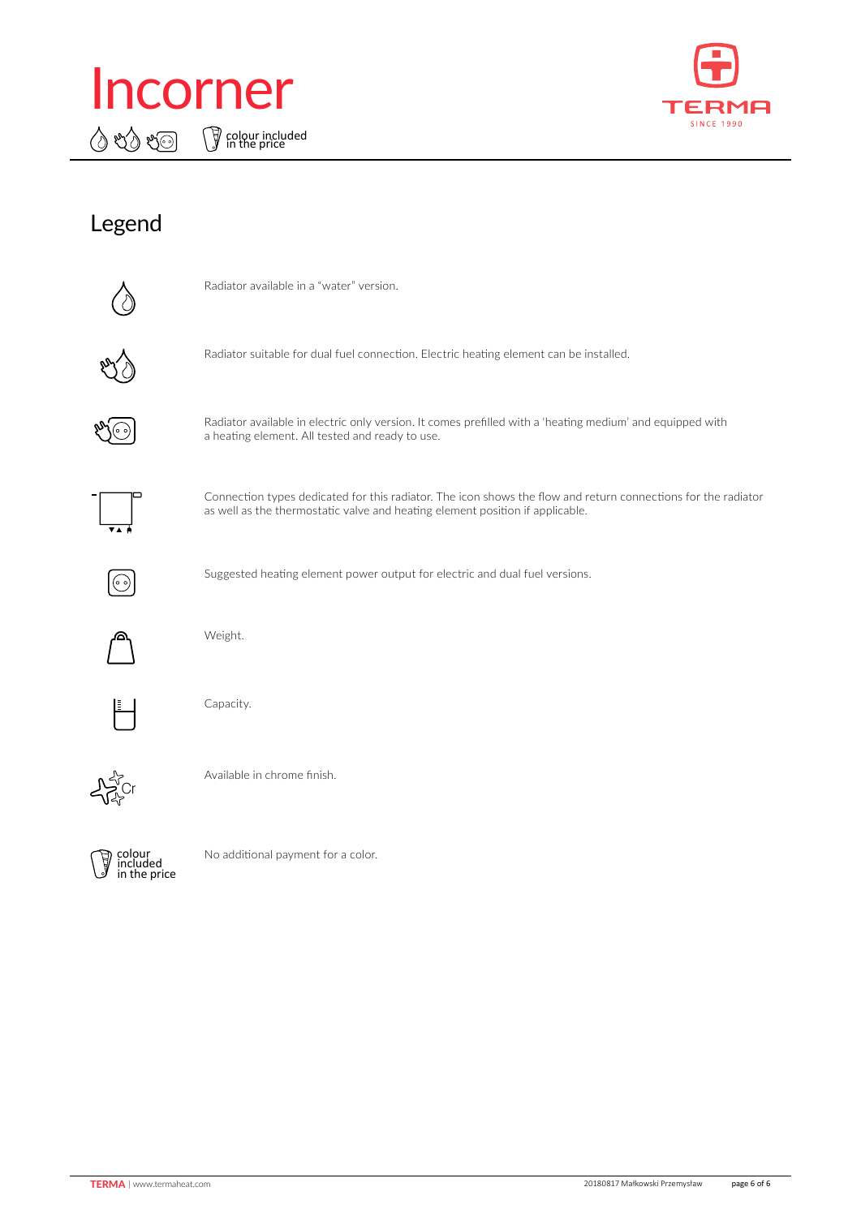# Incorner

colour included in the price

## Legend

| | |
|---|---|
| | Radiator available in a "water" version. |
| | Radiator suitable for dual fuel connection. Electric heating element can be installed. |
| | Radiator available in electric only version. It comes prefilled with a 'heating medium' and equipped with a heating element. All tested and ready to use. |
| | Connection types dedicated for this radiator. The icon shows the flow and return connections for the radiator as well as the thermostatic valve and heating element position if applicable. |
| | Suggested heating element power output for electric and dual fuel versions. |
| | Weight. |
| | Capacity. |
| Cr | Available in chrome finish. |
| colour included in the price | No additional payment for a color. |